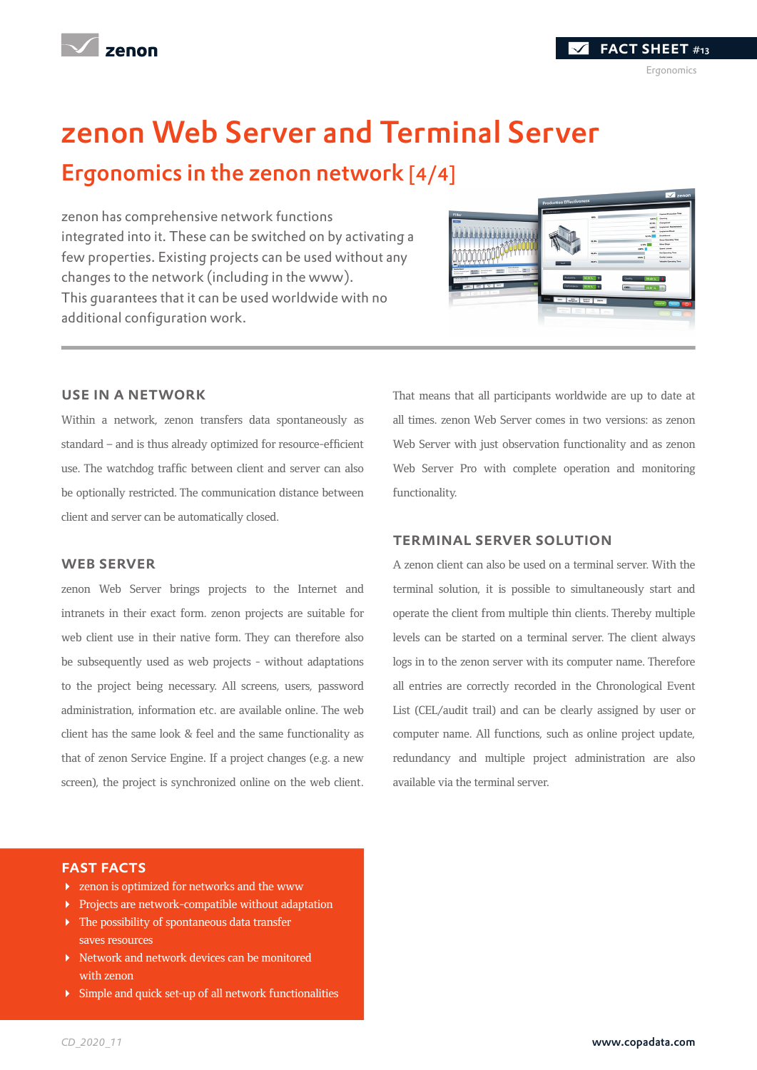# zenon Web Server and Terminal Server

## Ergonomics in the zenon network [4/4]

zenon has comprehensive network functions integrated into it. These can be switched on by activating a few properties. Existing projects can be used without any changes to the network (including in the www). This guarantees that it can be used worldwide with no additional configuration work.

### USE IN A NETWORK

Within a network, zenon transfers data spontaneously as standard – and is thus already optimized for resource-efficient use. The watchdog traffic between client and server can also be optionally restricted. The communication distance between client and server can be automatically closed.

### WEB SERVER

zenon Web Server brings projects to the Internet and intranets in their exact form. zenon projects are suitable for web client use in their native form. They can therefore also be subsequently used as web projects - without adaptations to the project being necessary. All screens, users, password administration, information etc. are available online. The web client has the same look & feel and the same functionality as that of zenon Service Engine. If a project changes (e.g. a new screen), the project is synchronized online on the web client. That means that all participants worldwide are up to date at all times. zenon Web Server comes in two versions: as zenon Web Server with just observation functionality and as zenon Web Server Pro with complete operation and monitoring functionality.

### TERMINAL SERVER SOLUTION

A zenon client can also be used on a terminal server. With the terminal solution, it is possible to simultaneously start and operate the client from multiple thin clients. Thereby multiple levels can be started on a terminal server. The client always logs in to the zenon server with its computer name. Therefore all entries are correctly recorded in the Chronological Event List (CEL/audit trail) and can be clearly assigned by user or computer name. All functions, such as online project update, redundancy and multiple project administration are also available via the terminal server.

### FAST FACTS

- zenon is optimized for networks and the www
- Projects are network-compatible without adaptation
- The possibility of spontaneous data transfer saves resources
- Network and network devices can be monitored with zenon
- Simple and quick set-up of all network functionalities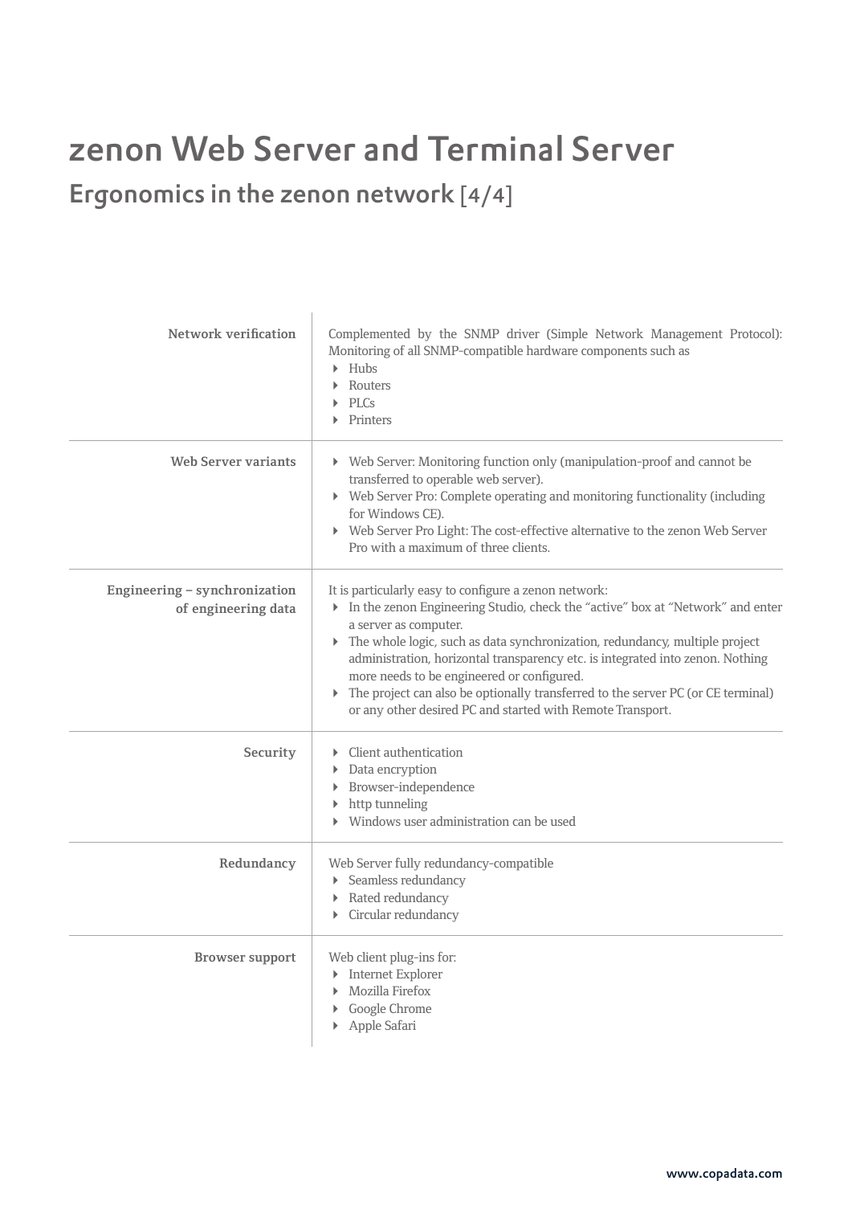# zenon Web Server and Terminal Server

## Ergonomics in the zenon network [4/4]

| | |
|---|---|
| **Network verification** | Complemented by the SNMP driver (Simple Network Management Protocol): Monitoring of all SNMP-compatible hardware components such as<br>▸ Hubs<br>▸ Routers<br>▸ PLCs<br>▸ Printers |
| **Web Server variants** | ▸ Web Server: Monitoring function only (manipulation-proof and cannot be transferred to operable web server).<br>▸ Web Server Pro: Complete operating and monitoring functionality (including for Windows CE).<br>▸ Web Server Pro Light: The cost-effective alternative to the zenon Web Server Pro with a maximum of three clients. |
| **Engineering – synchronization of engineering data** | It is particularly easy to configure a zenon network:<br>▸ In the zenon Engineering Studio, check the “active” box at “Network” and enter a server as computer.<br>▸ The whole logic, such as data synchronization, redundancy, multiple project administration, horizontal transparency etc. is integrated into zenon. Nothing more needs to be engineered or configured.<br>▸ The project can also be optionally transferred to the server PC (or CE terminal) or any other desired PC and started with Remote Transport. |
| **Security** | ▸ Client authentication<br>▸ Data encryption<br>▸ Browser-independence<br>▸ http tunneling<br>▸ Windows user administration can be used |
| **Redundancy** | Web Server fully redundancy-compatible<br>▸ Seamless redundancy<br>▸ Rated redundancy<br>▸ Circular redundancy |
| **Browser support** | Web client plug-ins for:<br>▸ Internet Explorer<br>▸ Mozilla Firefox<br>▸ Google Chrome<br>▸ Apple Safari |

www.copadata.com